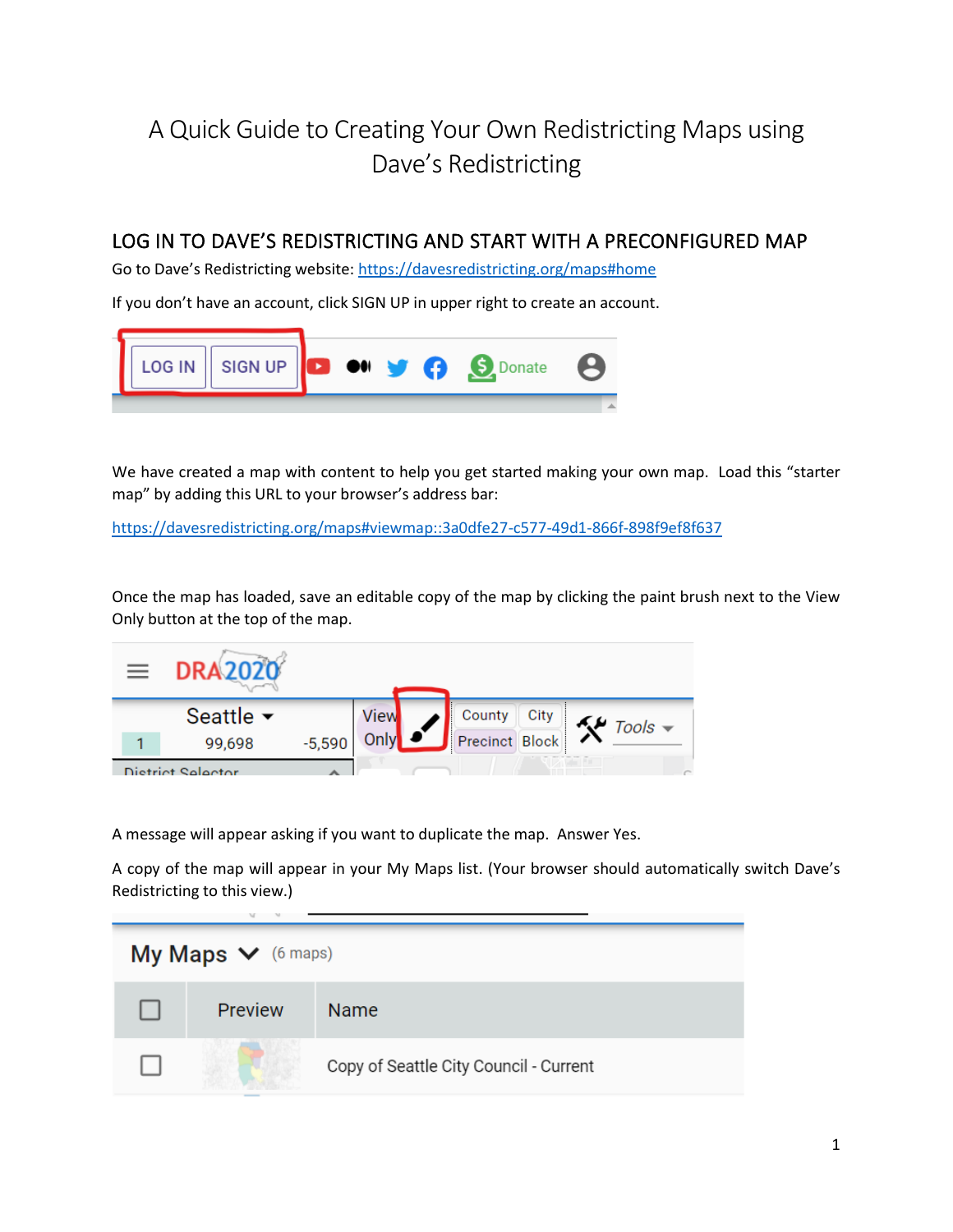# A Quick Guide to Creating Your Own Redistricting Maps using Dave's Redistricting

## LOG IN TO DAVE'S REDISTRICTING AND START WITH A PRECONFIGURED MAP

Go to Dave's Redistricting website: [https://davesredistricting.org/maps#home](https://davesredistricting.org/maps#home)

If you don't have an account, click SIGN UP in upper right to create an account.

We have created a map with content to help you get started making your own map. Load this "starter map" by adding this URL to your browser's address bar:

[https://davesredistricting.org/maps#viewmap::3a0dfe27-c577-49d1-866f-898f9ef8f637](https://davesredistricting.org/maps#viewmap::3a0dfe27-c577-49d1-866f-898f9ef8f637)

Once the map has loaded, save an editable copy of the map by clicking the paint brush next to the View Only button at the top of the map.

A message will appear asking if you want to duplicate the map. Answer Yes.

A copy of the map will appear in your My Maps list. (Your browser should automatically switch Dave's Redistricting to this view.)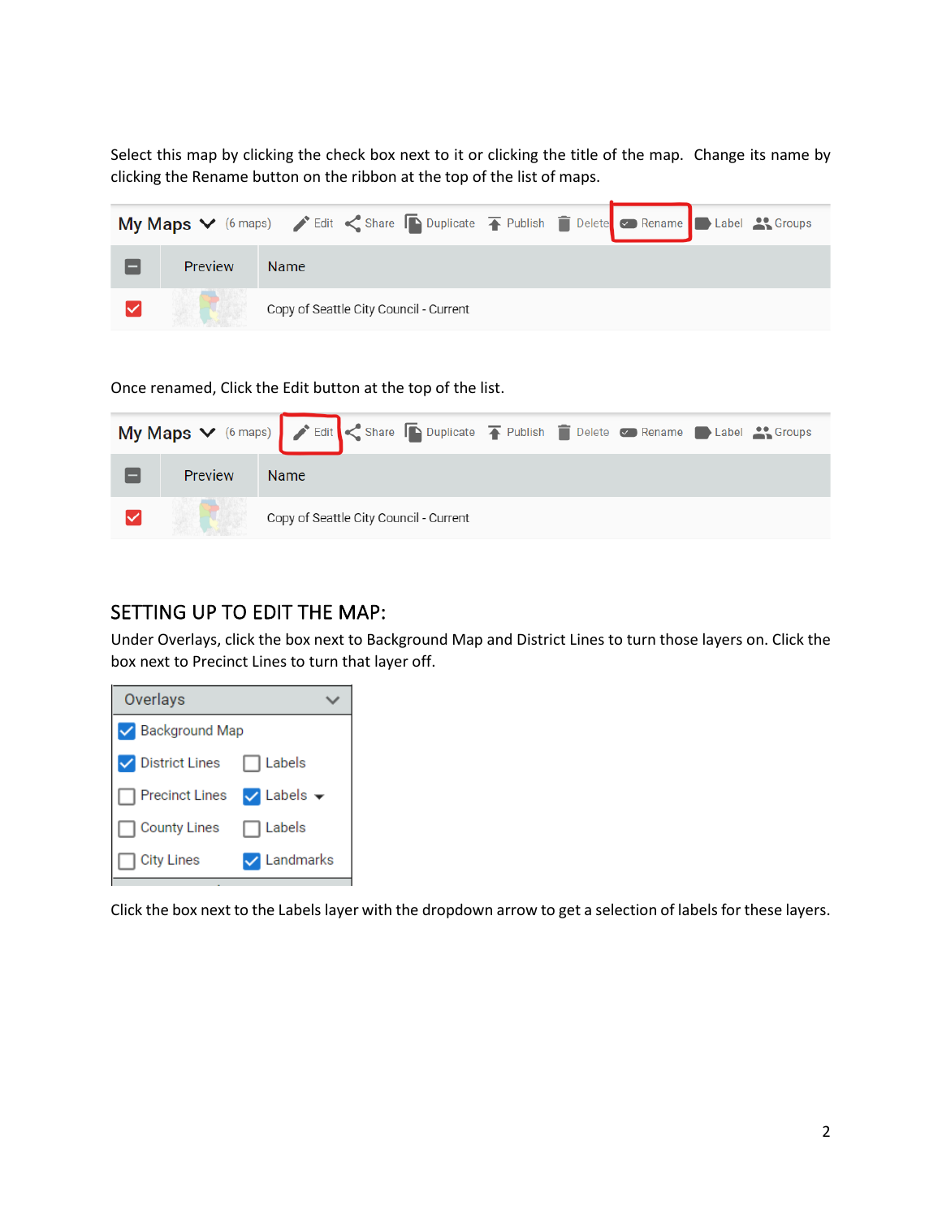Select this map by clicking the check box next to it or clicking the title of the map. Change its name by clicking the Rename button on the ribbon at the top of the list of maps.

My Maps (6 maps) Edit Share Duplicate Publish Delete Rename Label Groups

| | Preview | Name |
|---|---|---|
| ☑ | | Copy of Seattle City Council - Current |

Once renamed, Click the Edit button at the top of the list.

My Maps (6 maps) Edit Share Duplicate Publish Delete Rename Label Groups

| | Preview | Name |
|---|---|---|
| ☑ | | Copy of Seattle City Council - Current |

## SETTING UP TO EDIT THE MAP:

Under Overlays, click the box next to Background Map and District Lines to turn those layers on. Click the box next to Precinct Lines to turn that layer off.

Overlays

- ☑ Background Map
- ☑ District Lines ☐ Labels
- ☐ Precinct Lines ☑ Labels
- ☐ County Lines ☐ Labels
- ☐ City Lines ☑ Landmarks

Click the box next to the Labels layer with the dropdown arrow to get a selection of labels for these layers.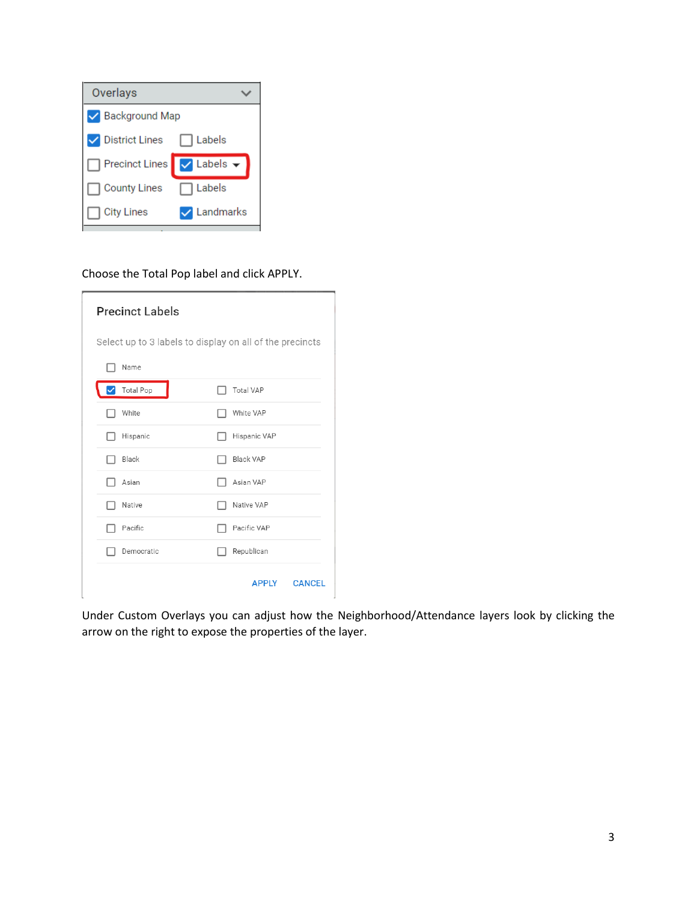Choose the Total Pop label and click APPLY.

Under Custom Overlays you can adjust how the Neighborhood/Attendance layers look by clicking the arrow on the right to expose the properties of the layer.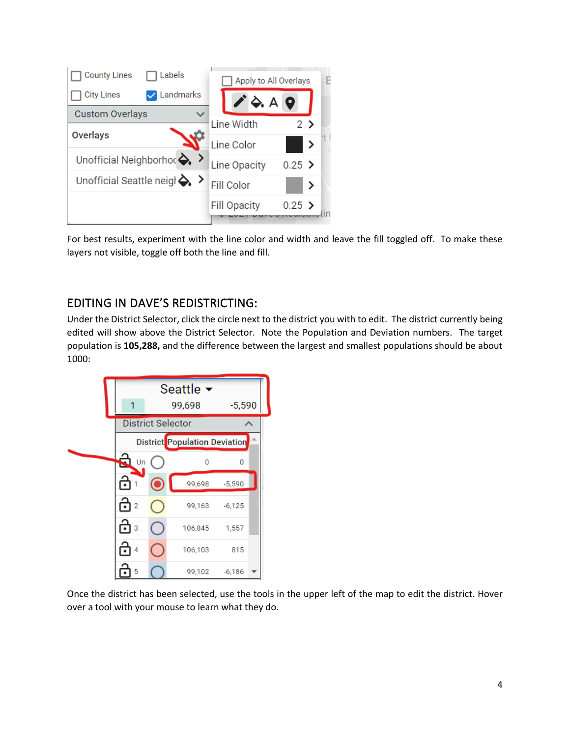For best results, experiment with the line color and width and leave the fill toggled off. To make these layers not visible, toggle off both the line and fill.

## EDITING IN DAVE'S REDISTRICTING:

Under the District Selector, click the circle next to the district you with to edit. The district currently being edited will show above the District Selector. Note the Population and Deviation numbers. The target population is **105,288,** and the difference between the largest and smallest populations should be about 1000:

Once the district has been selected, use the tools in the upper left of the map to edit the district. Hover over a tool with your mouse to learn what they do.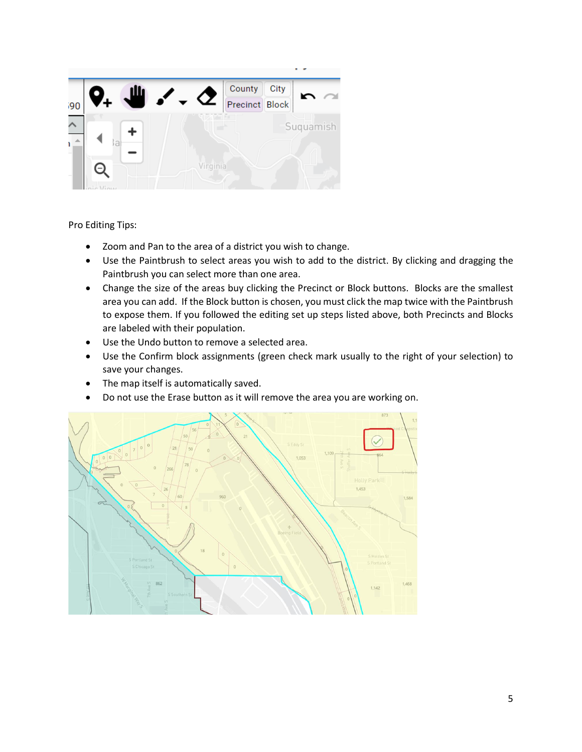Pro Editing Tips:

- Zoom and Pan to the area of a district you wish to change.
- Use the Paintbrush to select areas you wish to add to the district. By clicking and dragging the Paintbrush you can select more than one area.
- Change the size of the areas buy clicking the Precinct or Block buttons. Blocks are the smallest area you can add. If the Block button is chosen, you must click the map twice with the Paintbrush to expose them. If you followed the editing set up steps listed above, both Precincts and Blocks are labeled with their population.
- Use the Undo button to remove a selected area.
- Use the Confirm block assignments (green check mark usually to the right of your selection) to save your changes.
- The map itself is automatically saved.
- Do not use the Erase button as it will remove the area you are working on.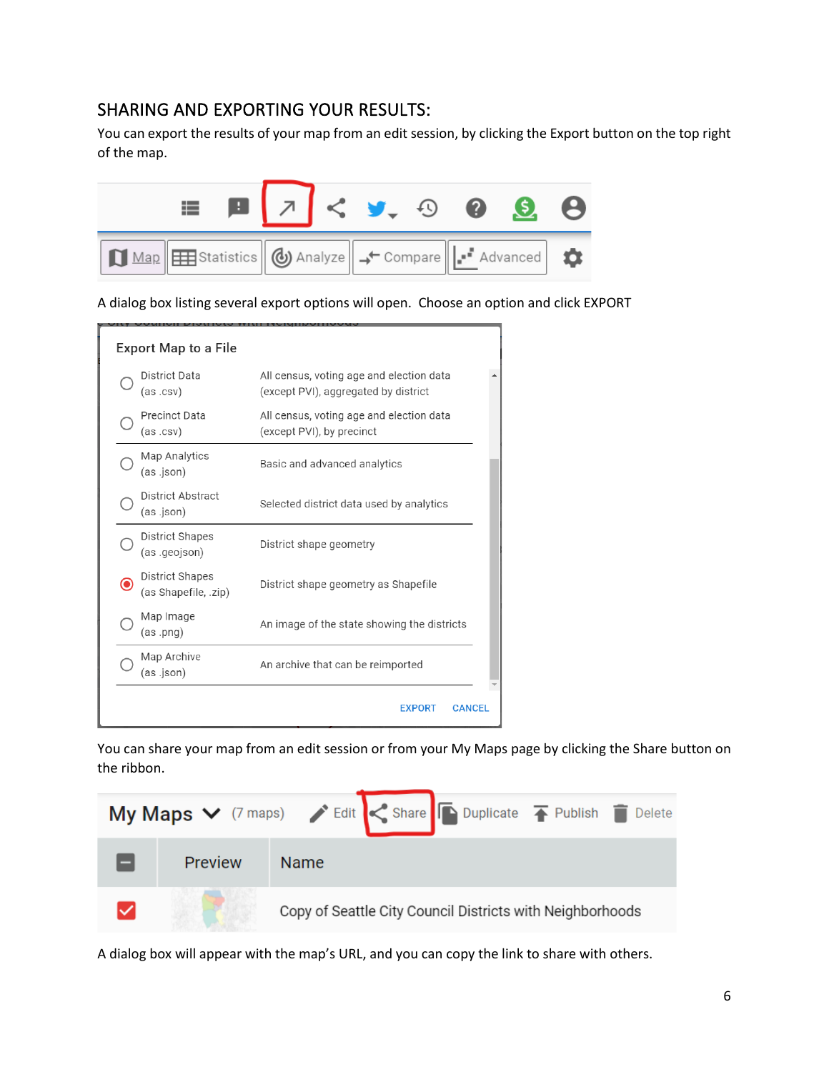## SHARING AND EXPORTING YOUR RESULTS:

You can export the results of your map from an edit session, by clicking the Export button on the top right of the map.

A dialog box listing several export options will open. Choose an option and click EXPORT

You can share your map from an edit session or from your My Maps page by clicking the Share button on the ribbon.

A dialog box will appear with the map's URL, and you can copy the link to share with others.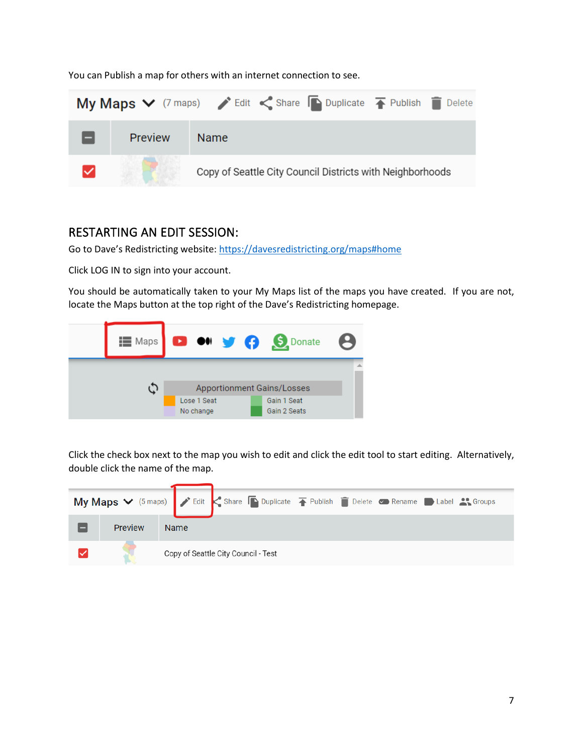You can Publish a map for others with an internet connection to see.

## RESTARTING AN EDIT SESSION:

Go to Dave's Redistricting website: [https://davesredistricting.org/maps#home](https://davesredistricting.org/maps#home)

Click LOG IN to sign into your account.

You should be automatically taken to your My Maps list of the maps you have created. If you are not, locate the Maps button at the top right of the Dave's Redistricting homepage.

Click the check box next to the map you wish to edit and click the edit tool to start editing. Alternatively, double click the name of the map.